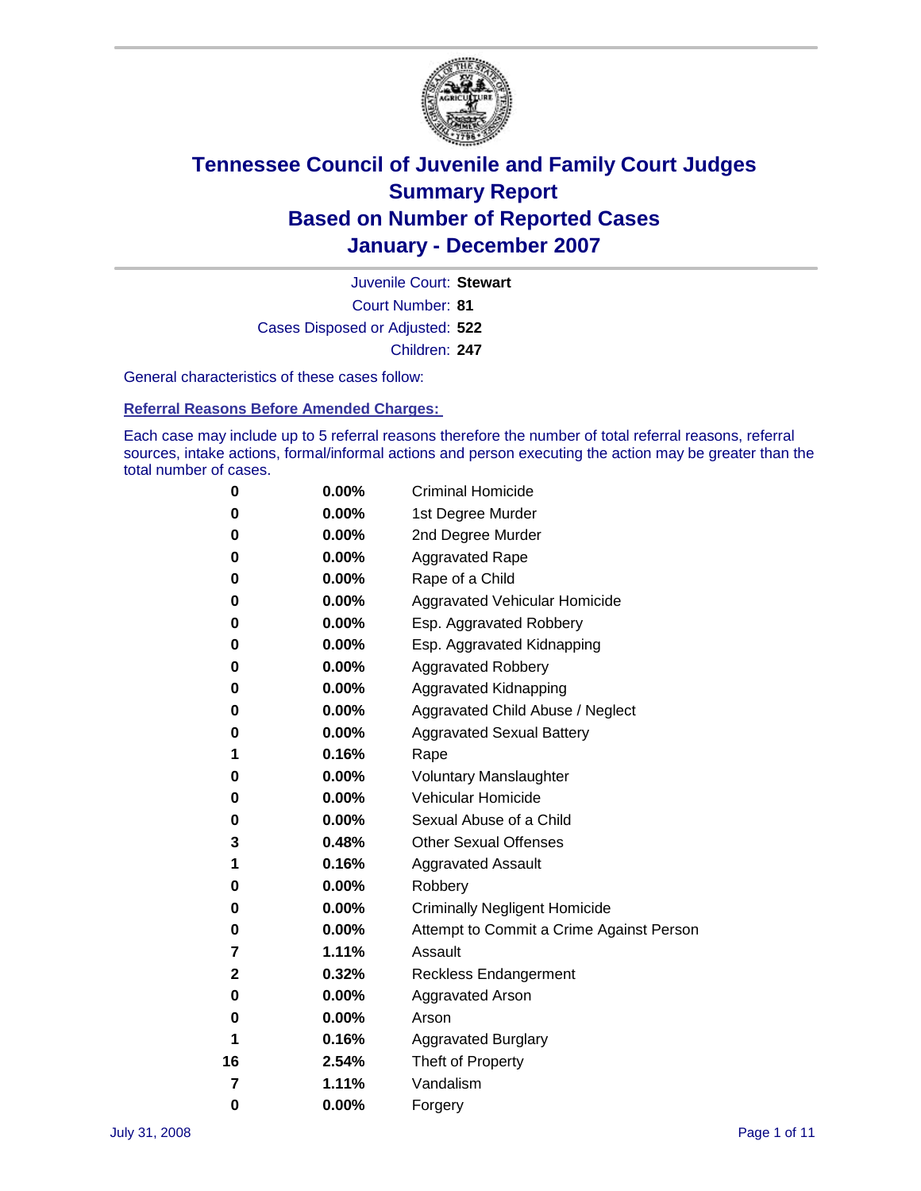# Tennessee Council of Juvenile and Family Court Judges
# Summary Report
# Based on Number of Reported Cases
# January - December 2007

Juvenile Court: **Stewart**

Court Number: **81**

Cases Disposed or Adjusted: **522**

Children: **247**

General characteristics of these cases follow:

## Referral Reasons Before Amended Charges:

Each case may include up to 5 referral reasons therefore the number of total referral reasons, referral sources, intake actions, formal/informal actions and person executing the action may be greater than the total number of cases.

| Count | Percent | Referral Reason |
|---|---|---|
| 0 | 0.00% | Criminal Homicide |
| 0 | 0.00% | 1st Degree Murder |
| 0 | 0.00% | 2nd Degree Murder |
| 0 | 0.00% | Aggravated Rape |
| 0 | 0.00% | Rape of a Child |
| 0 | 0.00% | Aggravated Vehicular Homicide |
| 0 | 0.00% | Esp. Aggravated Robbery |
| 0 | 0.00% | Esp. Aggravated Kidnapping |
| 0 | 0.00% | Aggravated Robbery |
| 0 | 0.00% | Aggravated Kidnapping |
| 0 | 0.00% | Aggravated Child Abuse / Neglect |
| 0 | 0.00% | Aggravated Sexual Battery |
| 1 | 0.16% | Rape |
| 0 | 0.00% | Voluntary Manslaughter |
| 0 | 0.00% | Vehicular Homicide |
| 0 | 0.00% | Sexual Abuse of a Child |
| 3 | 0.48% | Other Sexual Offenses |
| 1 | 0.16% | Aggravated Assault |
| 0 | 0.00% | Robbery |
| 0 | 0.00% | Criminally Negligent Homicide |
| 0 | 0.00% | Attempt to Commit a Crime Against Person |
| 7 | 1.11% | Assault |
| 2 | 0.32% | Reckless Endangerment |
| 0 | 0.00% | Aggravated Arson |
| 0 | 0.00% | Arson |
| 1 | 0.16% | Aggravated Burglary |
| 16 | 2.54% | Theft of Property |
| 7 | 1.11% | Vandalism |
| 0 | 0.00% | Forgery |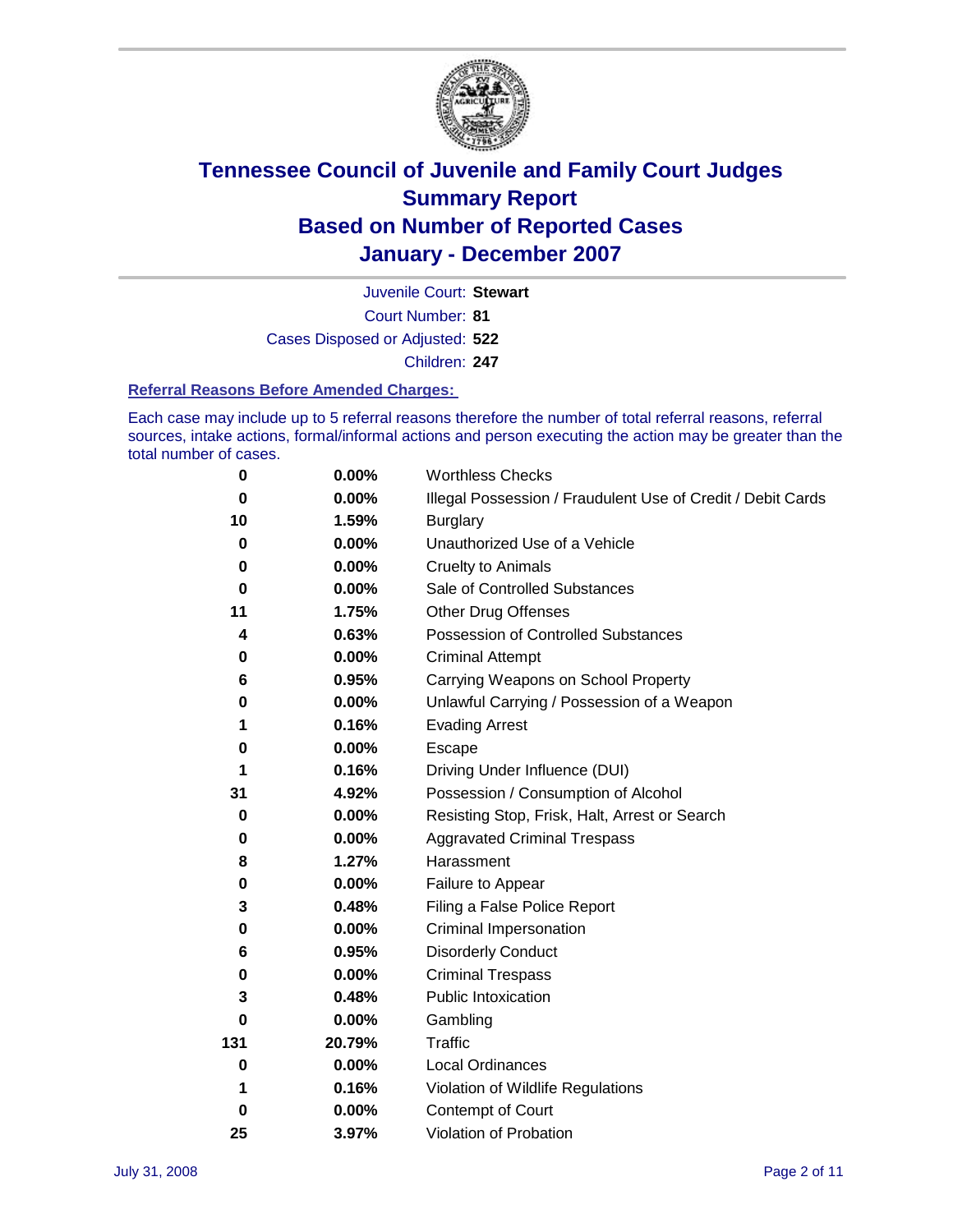# Tennessee Council of Juvenile and Family Court Judges
## Summary Report
## Based on Number of Reported Cases
## January - December 2007

Juvenile Court: **Stewart**
Court Number: **81**
Cases Disposed or Adjusted: **522**
Children: **247**

### Referral Reasons Before Amended Charges:

Each case may include up to 5 referral reasons therefore the number of total referral reasons, referral sources, intake actions, formal/informal actions and person executing the action may be greater than the total number of cases.

| Count | Percent | Referral Reason |
|---|---|---|
| 0 | 0.00% | Worthless Checks |
| 0 | 0.00% | Illegal Possession / Fraudulent Use of Credit / Debit Cards |
| 10 | 1.59% | Burglary |
| 0 | 0.00% | Unauthorized Use of a Vehicle |
| 0 | 0.00% | Cruelty to Animals |
| 0 | 0.00% | Sale of Controlled Substances |
| 11 | 1.75% | Other Drug Offenses |
| 4 | 0.63% | Possession of Controlled Substances |
| 0 | 0.00% | Criminal Attempt |
| 6 | 0.95% | Carrying Weapons on School Property |
| 0 | 0.00% | Unlawful Carrying / Possession of a Weapon |
| 1 | 0.16% | Evading Arrest |
| 0 | 0.00% | Escape |
| 1 | 0.16% | Driving Under Influence (DUI) |
| 31 | 4.92% | Possession / Consumption of Alcohol |
| 0 | 0.00% | Resisting Stop, Frisk, Halt, Arrest or Search |
| 0 | 0.00% | Aggravated Criminal Trespass |
| 8 | 1.27% | Harassment |
| 0 | 0.00% | Failure to Appear |
| 3 | 0.48% | Filing a False Police Report |
| 0 | 0.00% | Criminal Impersonation |
| 6 | 0.95% | Disorderly Conduct |
| 0 | 0.00% | Criminal Trespass |
| 3 | 0.48% | Public Intoxication |
| 0 | 0.00% | Gambling |
| 131 | 20.79% | Traffic |
| 0 | 0.00% | Local Ordinances |
| 1 | 0.16% | Violation of Wildlife Regulations |
| 0 | 0.00% | Contempt of Court |
| 25 | 3.97% | Violation of Probation |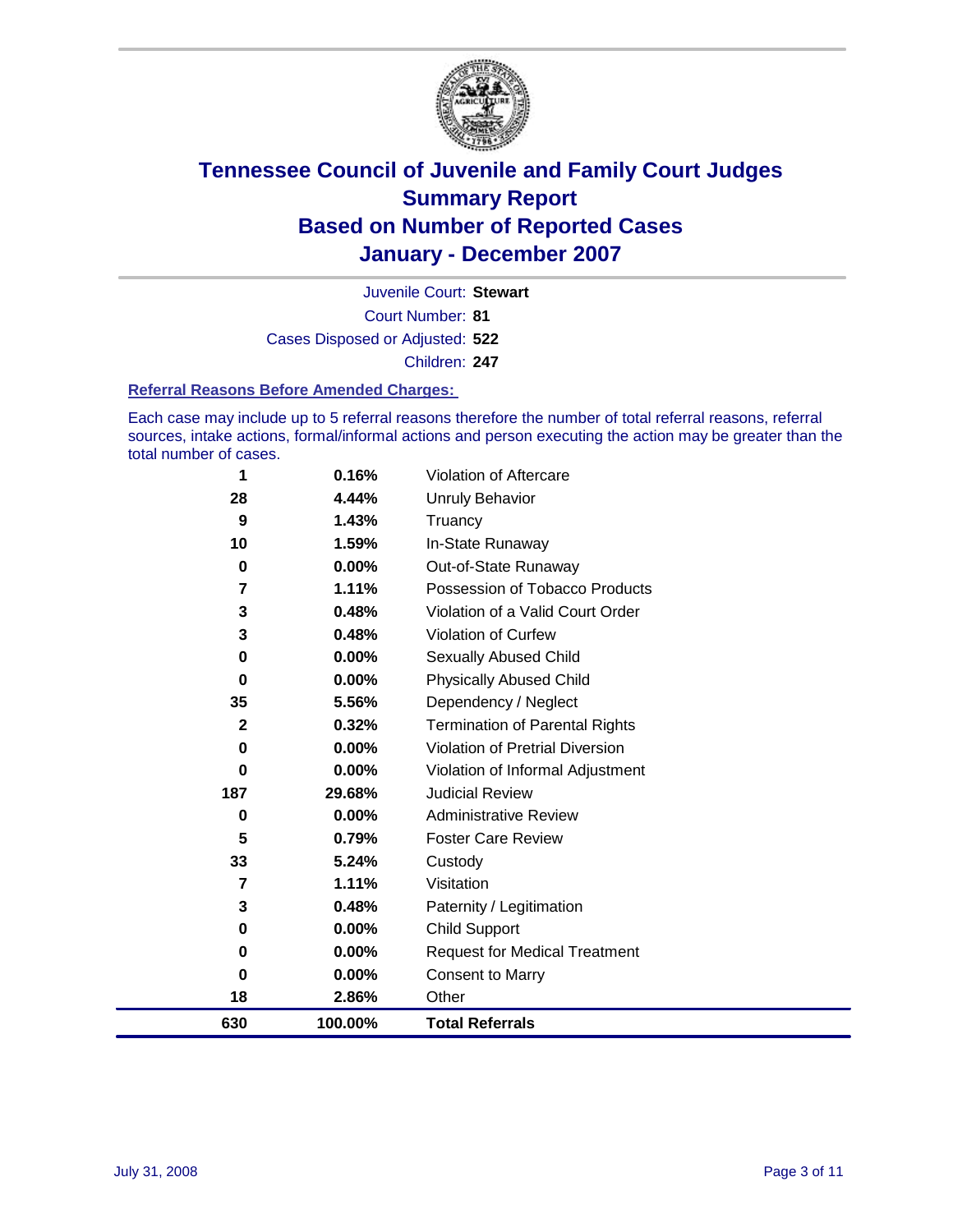# Tennessee Council of Juvenile and Family Court Judges
## Summary Report
## Based on Number of Reported Cases
## January - December 2007

Juvenile Court: **Stewart**
Court Number: **81**
Cases Disposed or Adjusted: **522**
Children: **247**

### Referral Reasons Before Amended Charges:

Each case may include up to 5 referral reasons therefore the number of total referral reasons, referral sources, intake actions, formal/informal actions and person executing the action may be greater than the total number of cases.

| Count | Percent | Referral Reason |
|---|---|---|
| 1 | 0.16% | Violation of Aftercare |
| 28 | 4.44% | Unruly Behavior |
| 9 | 1.43% | Truancy |
| 10 | 1.59% | In-State Runaway |
| 0 | 0.00% | Out-of-State Runaway |
| 7 | 1.11% | Possession of Tobacco Products |
| 3 | 0.48% | Violation of a Valid Court Order |
| 3 | 0.48% | Violation of Curfew |
| 0 | 0.00% | Sexually Abused Child |
| 0 | 0.00% | Physically Abused Child |
| 35 | 5.56% | Dependency / Neglect |
| 2 | 0.32% | Termination of Parental Rights |
| 0 | 0.00% | Violation of Pretrial Diversion |
| 0 | 0.00% | Violation of Informal Adjustment |
| 187 | 29.68% | Judicial Review |
| 0 | 0.00% | Administrative Review |
| 5 | 0.79% | Foster Care Review |
| 33 | 5.24% | Custody |
| 7 | 1.11% | Visitation |
| 3 | 0.48% | Paternity / Legitimation |
| 0 | 0.00% | Child Support |
| 0 | 0.00% | Request for Medical Treatment |
| 0 | 0.00% | Consent to Marry |
| 18 | 2.86% | Other |
| **630** | **100.00%** | **Total Referrals** |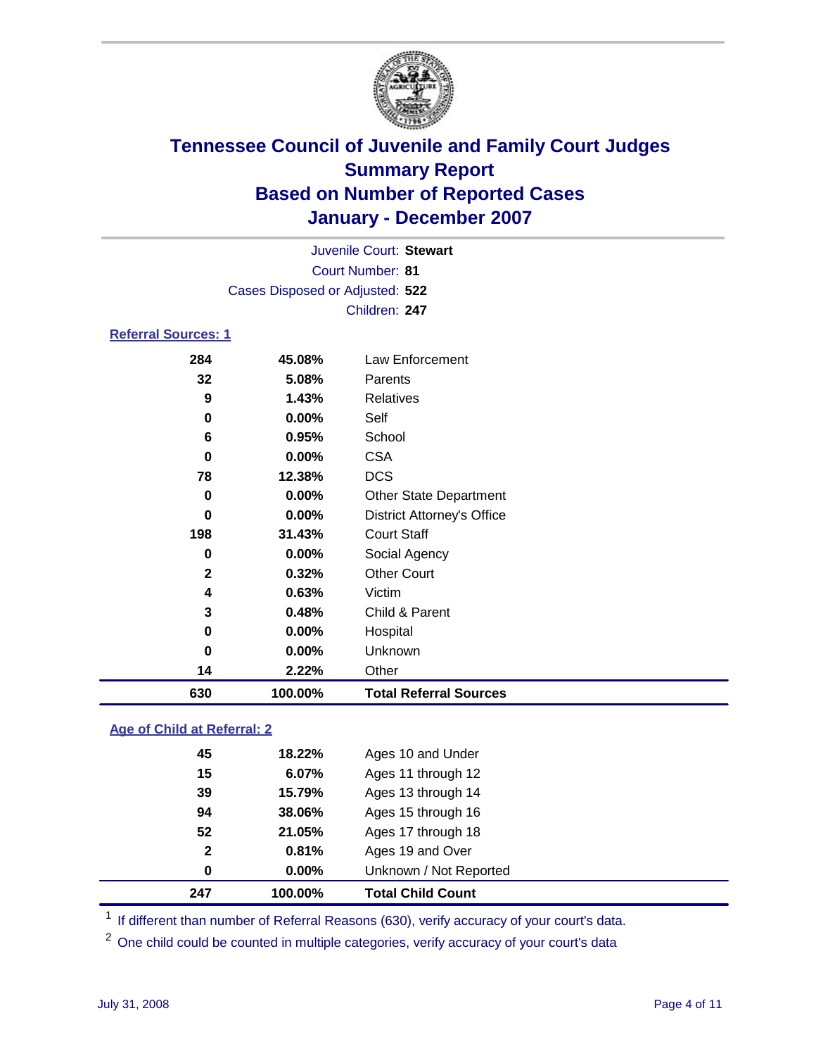# Tennessee Council of Juvenile and Family Court Judges
## Summary Report
## Based on Number of Reported Cases
## January - December 2007

Juvenile Court: **Stewart**
Court Number: **81**
Cases Disposed or Adjusted: **522**
Children: **247**

### Referral Sources: 1

| | | |
|---|---|---|
| 284 | 45.08% | Law Enforcement |
| 32 | 5.08% | Parents |
| 9 | 1.43% | Relatives |
| 0 | 0.00% | Self |
| 6 | 0.95% | School |
| 0 | 0.00% | CSA |
| 78 | 12.38% | DCS |
| 0 | 0.00% | Other State Department |
| 0 | 0.00% | District Attorney's Office |
| 198 | 31.43% | Court Staff |
| 0 | 0.00% | Social Agency |
| 2 | 0.32% | Other Court |
| 4 | 0.63% | Victim |
| 3 | 0.48% | Child & Parent |
| 0 | 0.00% | Hospital |
| 0 | 0.00% | Unknown |
| 14 | 2.22% | Other |
| **630** | **100.00%** | **Total Referral Sources** |

### Age of Child at Referral: 2

| | | |
|---|---|---|
| 45 | 18.22% | Ages 10 and Under |
| 15 | 6.07% | Ages 11 through 12 |
| 39 | 15.79% | Ages 13 through 14 |
| 94 | 38.06% | Ages 15 through 16 |
| 52 | 21.05% | Ages 17 through 18 |
| 2 | 0.81% | Ages 19 and Over |
| 0 | 0.00% | Unknown / Not Reported |
| **247** | **100.00%** | **Total Child Count** |

[1] If different than number of Referral Reasons (630), verify accuracy of your court's data.

[2] One child could be counted in multiple categories, verify accuracy of your court's data

July 31, 2008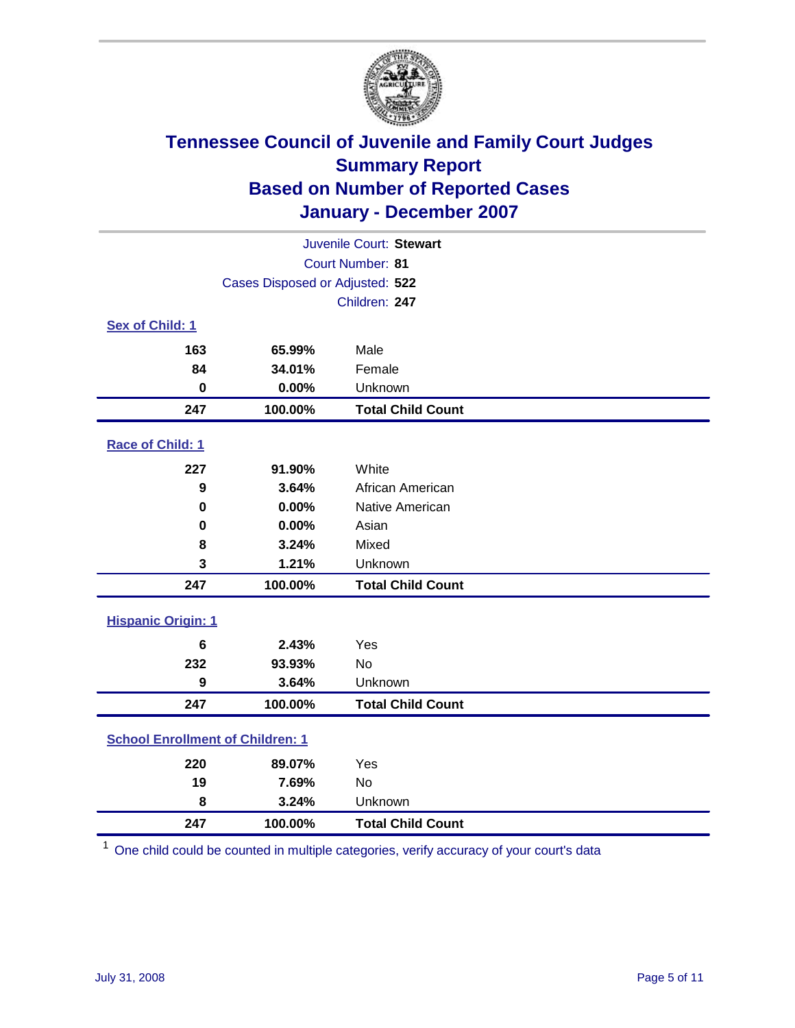# Tennessee Council of Juvenile and Family Court Judges
## Summary Report
## Based on Number of Reported Cases
## January - December 2007

Juvenile Court: **Stewart**

Court Number: **81**

Cases Disposed or Adjusted: **522**

Children: **247**

### Sex of Child: 1

| | | |
|---|---|---|
| 163 | 65.99% | Male |
| 84 | 34.01% | Female |
| 0 | 0.00% | Unknown |
| **247** | **100.00%** | **Total Child Count** |

### Race of Child: 1

| | | |
|---|---|---|
| 227 | 91.90% | White |
| 9 | 3.64% | African American |
| 0 | 0.00% | Native American |
| 0 | 0.00% | Asian |
| 8 | 3.24% | Mixed |
| 3 | 1.21% | Unknown |
| **247** | **100.00%** | **Total Child Count** |

### Hispanic Origin: 1

| | | |
|---|---|---|
| 6 | 2.43% | Yes |
| 232 | 93.93% | No |
| 9 | 3.64% | Unknown |
| **247** | **100.00%** | **Total Child Count** |

### School Enrollment of Children: 1

| | | |
|---|---|---|
| 220 | 89.07% | Yes |
| 19 | 7.69% | No |
| 8 | 3.24% | Unknown |
| **247** | **100.00%** | **Total Child Count** |

[1] One child could be counted in multiple categories, verify accuracy of your court's data

July 31, 2008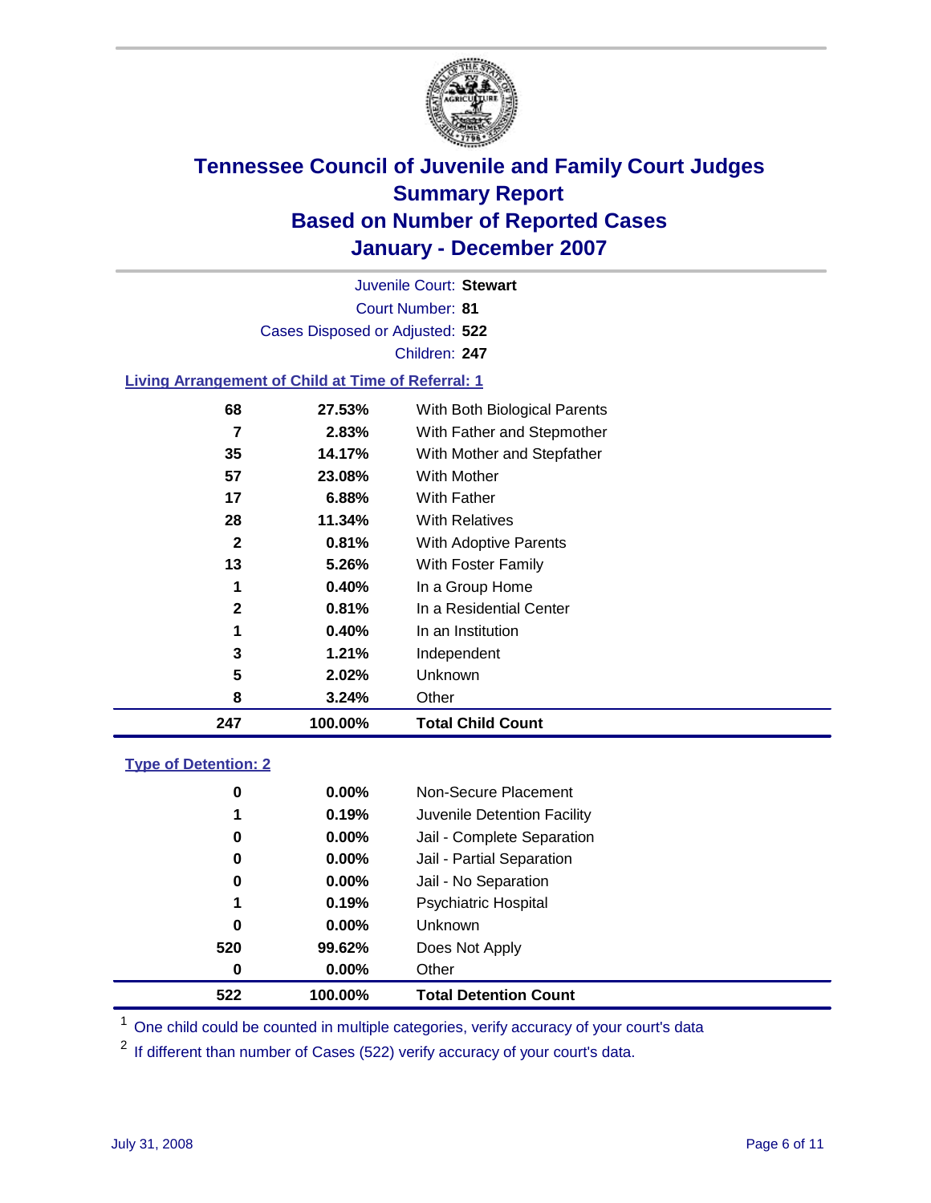# Tennessee Council of Juvenile and Family Court Judges
## Summary Report
## Based on Number of Reported Cases
## January - December 2007

Juvenile Court: **Stewart**
Court Number: **81**
Cases Disposed or Adjusted: **522**
Children: **247**

### Living Arrangement of Child at Time of Referral: 1

| Count | Percent | Category |
|---|---|---|
| 68 | 27.53% | With Both Biological Parents |
| 7 | 2.83% | With Father and Stepmother |
| 35 | 14.17% | With Mother and Stepfather |
| 57 | 23.08% | With Mother |
| 17 | 6.88% | With Father |
| 28 | 11.34% | With Relatives |
| 2 | 0.81% | With Adoptive Parents |
| 13 | 5.26% | With Foster Family |
| 1 | 0.40% | In a Group Home |
| 2 | 0.81% | In a Residential Center |
| 1 | 0.40% | In an Institution |
| 3 | 1.21% | Independent |
| 5 | 2.02% | Unknown |
| 8 | 3.24% | Other |
| **247** | **100.00%** | **Total Child Count** |

### Type of Detention: 2

| Count | Percent | Category |
|---|---|---|
| 0 | 0.00% | Non-Secure Placement |
| 1 | 0.19% | Juvenile Detention Facility |
| 0 | 0.00% | Jail - Complete Separation |
| 0 | 0.00% | Jail - Partial Separation |
| 0 | 0.00% | Jail - No Separation |
| 1 | 0.19% | Psychiatric Hospital |
| 0 | 0.00% | Unknown |
| 520 | 99.62% | Does Not Apply |
| 0 | 0.00% | Other |
| **522** | **100.00%** | **Total Detention Count** |

[1] One child could be counted in multiple categories, verify accuracy of your court's data

[2] If different than number of Cases (522) verify accuracy of your court's data.

July 31, 2008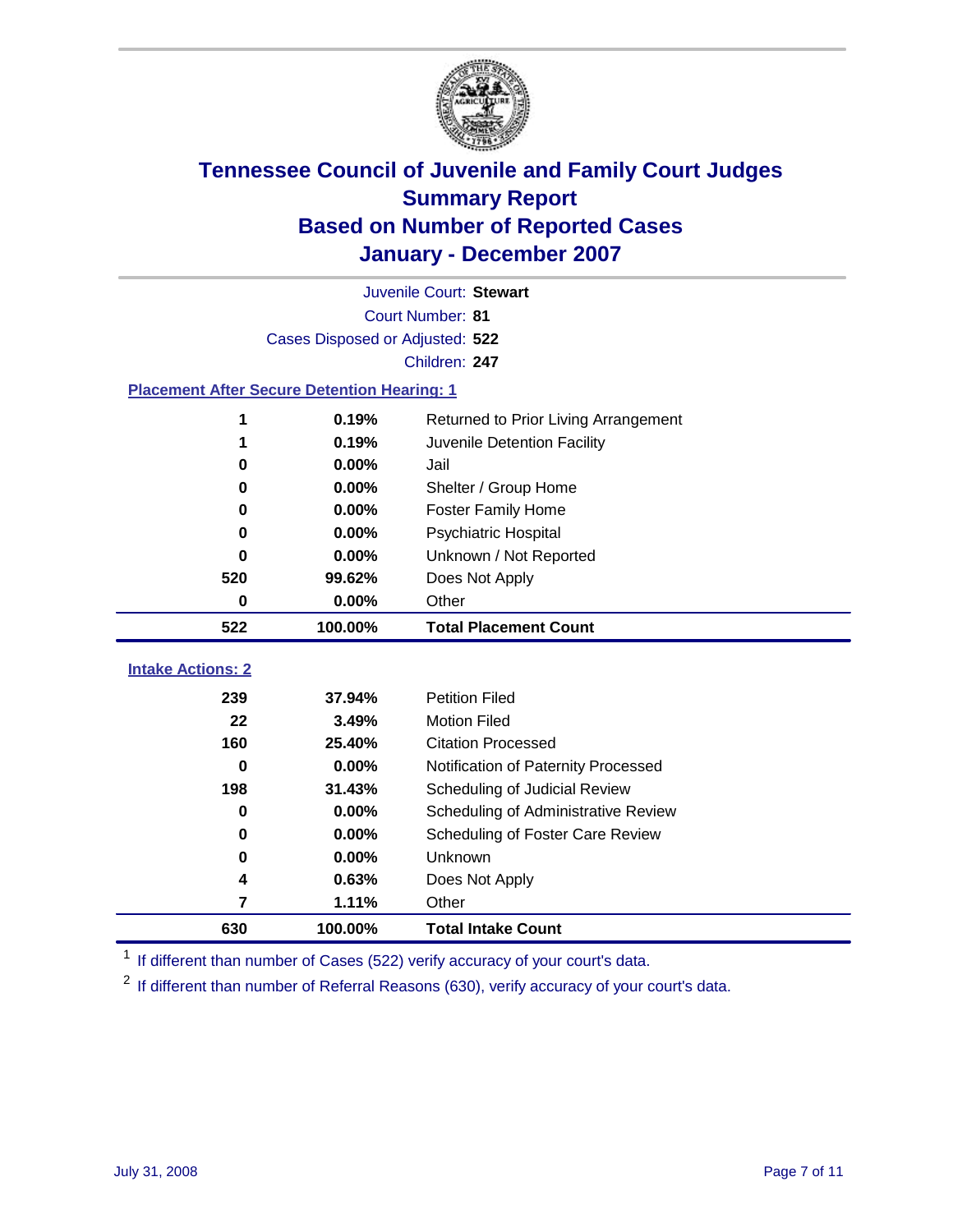# Tennessee Council of Juvenile and Family Court Judges
## Summary Report
## Based on Number of Reported Cases
## January - December 2007

Juvenile Court: **Stewart**
Court Number: **81**
Cases Disposed or Adjusted: **522**
Children: **247**

### Placement After Secure Detention Hearing: 1

| Count | Percent | Placement |
|---|---|---|
| 1 | 0.19% | Returned to Prior Living Arrangement |
| 1 | 0.19% | Juvenile Detention Facility |
| 0 | 0.00% | Jail |
| 0 | 0.00% | Shelter / Group Home |
| 0 | 0.00% | Foster Family Home |
| 0 | 0.00% | Psychiatric Hospital |
| 0 | 0.00% | Unknown / Not Reported |
| 520 | 99.62% | Does Not Apply |
| 0 | 0.00% | Other |
| **522** | **100.00%** | **Total Placement Count** |

### Intake Actions: 2

| Count | Percent | Action |
|---|---|---|
| 239 | 37.94% | Petition Filed |
| 22 | 3.49% | Motion Filed |
| 160 | 25.40% | Citation Processed |
| 0 | 0.00% | Notification of Paternity Processed |
| 198 | 31.43% | Scheduling of Judicial Review |
| 0 | 0.00% | Scheduling of Administrative Review |
| 0 | 0.00% | Scheduling of Foster Care Review |
| 0 | 0.00% | Unknown |
| 4 | 0.63% | Does Not Apply |
| 7 | 1.11% | Other |
| **630** | **100.00%** | **Total Intake Count** |

[1] If different than number of Cases (522) verify accuracy of your court's data.

[2] If different than number of Referral Reasons (630), verify accuracy of your court's data.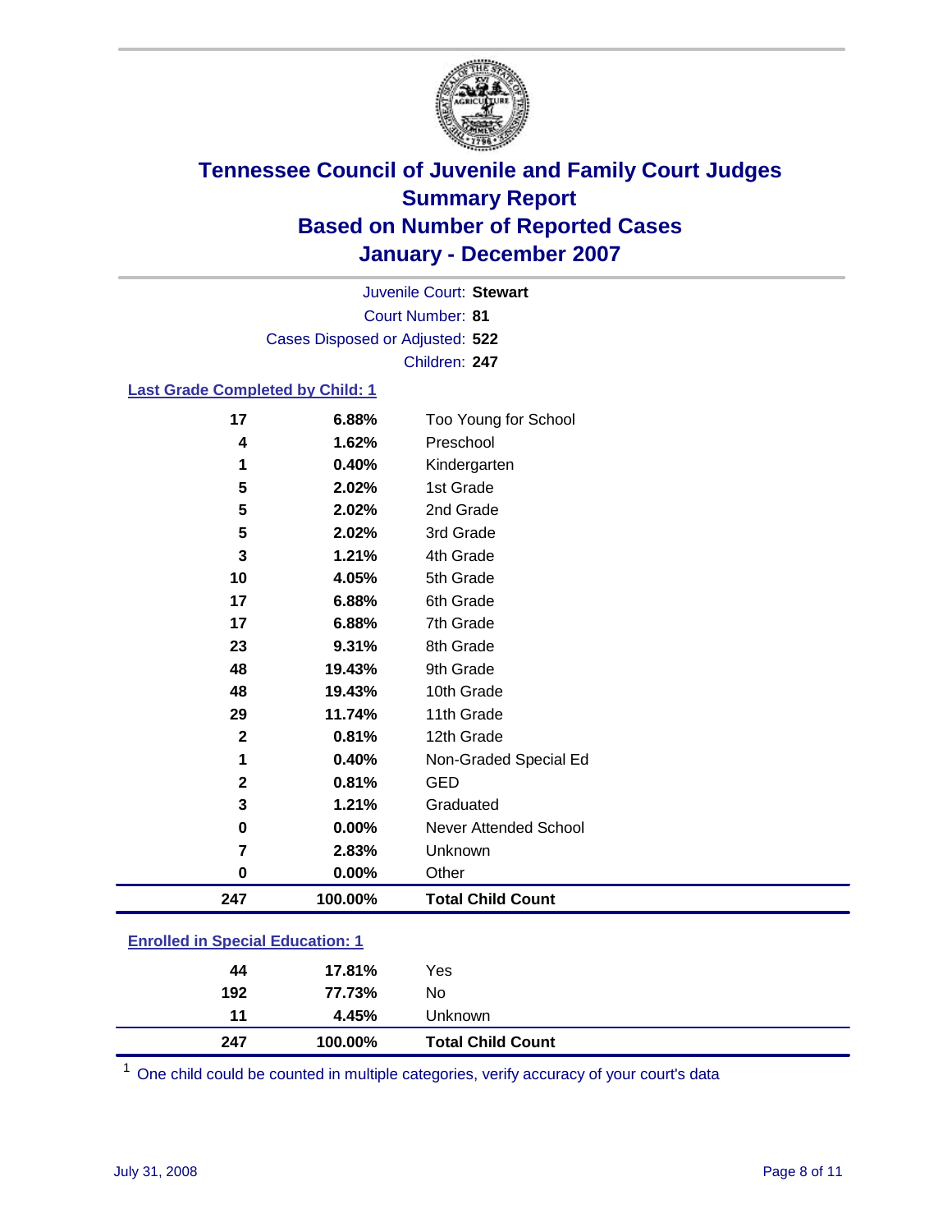# Tennessee Council of Juvenile and Family Court Judges
## Summary Report
## Based on Number of Reported Cases
## January - December 2007

Juvenile Court: **Stewart**
Court Number: **81**
Cases Disposed or Adjusted: **522**
Children: **247**

### Last Grade Completed by Child: 1

| Count | Percent | Category |
|---|---|---|
| 17 | 6.88% | Too Young for School |
| 4 | 1.62% | Preschool |
| 1 | 0.40% | Kindergarten |
| 5 | 2.02% | 1st Grade |
| 5 | 2.02% | 2nd Grade |
| 5 | 2.02% | 3rd Grade |
| 3 | 1.21% | 4th Grade |
| 10 | 4.05% | 5th Grade |
| 17 | 6.88% | 6th Grade |
| 17 | 6.88% | 7th Grade |
| 23 | 9.31% | 8th Grade |
| 48 | 19.43% | 9th Grade |
| 48 | 19.43% | 10th Grade |
| 29 | 11.74% | 11th Grade |
| 2 | 0.81% | 12th Grade |
| 1 | 0.40% | Non-Graded Special Ed |
| 2 | 0.81% | GED |
| 3 | 1.21% | Graduated |
| 0 | 0.00% | Never Attended School |
| 7 | 2.83% | Unknown |
| 0 | 0.00% | Other |
| **247** | **100.00%** | **Total Child Count** |

### Enrolled in Special Education: 1

| Count | Percent | Category |
|---|---|---|
| 44 | 17.81% | Yes |
| 192 | 77.73% | No |
| 11 | 4.45% | Unknown |
| **247** | **100.00%** | **Total Child Count** |

[1] One child could be counted in multiple categories, verify accuracy of your court's data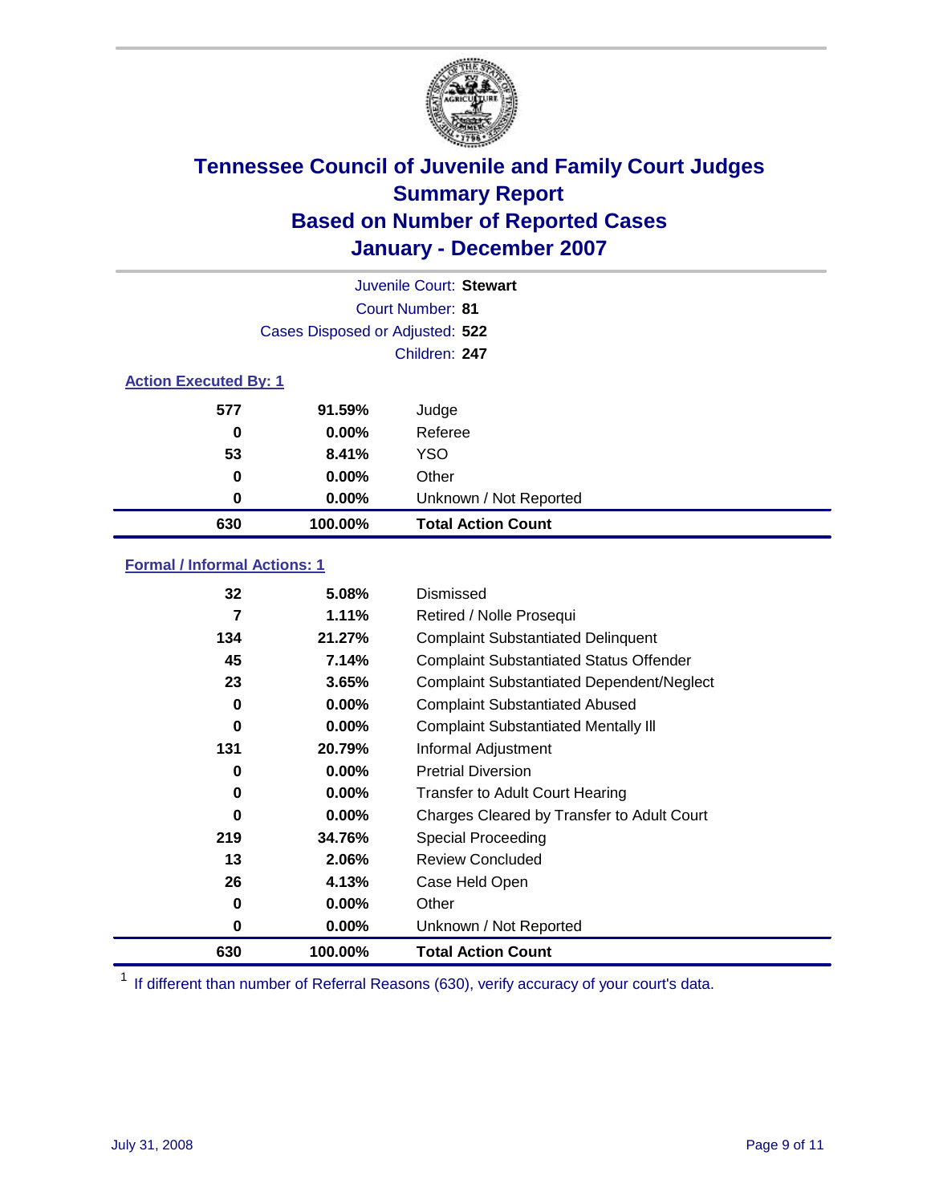# Tennessee Council of Juvenile and Family Court Judges
## Summary Report
## Based on Number of Reported Cases
## January - December 2007

Juvenile Court: **Stewart**
Court Number: **81**
Cases Disposed or Adjusted: **522**
Children: **247**

### Action Executed By: 1

| Count | Percent | Action |
|---|---|---|
| 577 | 91.59% | Judge |
| 0 | 0.00% | Referee |
| 53 | 8.41% | YSO |
| 0 | 0.00% | Other |
| 0 | 0.00% | Unknown / Not Reported |
| **630** | **100.00%** | **Total Action Count** |

### Formal / Informal Actions: 1

| Count | Percent | Action |
|---|---|---|
| 32 | 5.08% | Dismissed |
| 7 | 1.11% | Retired / Nolle Prosequi |
| 134 | 21.27% | Complaint Substantiated Delinquent |
| 45 | 7.14% | Complaint Substantiated Status Offender |
| 23 | 3.65% | Complaint Substantiated Dependent/Neglect |
| 0 | 0.00% | Complaint Substantiated Abused |
| 0 | 0.00% | Complaint Substantiated Mentally Ill |
| 131 | 20.79% | Informal Adjustment |
| 0 | 0.00% | Pretrial Diversion |
| 0 | 0.00% | Transfer to Adult Court Hearing |
| 0 | 0.00% | Charges Cleared by Transfer to Adult Court |
| 219 | 34.76% | Special Proceeding |
| 13 | 2.06% | Review Concluded |
| 26 | 4.13% | Case Held Open |
| 0 | 0.00% | Other |
| 0 | 0.00% | Unknown / Not Reported |
| **630** | **100.00%** | **Total Action Count** |

[1] If different than number of Referral Reasons (630), verify accuracy of your court's data.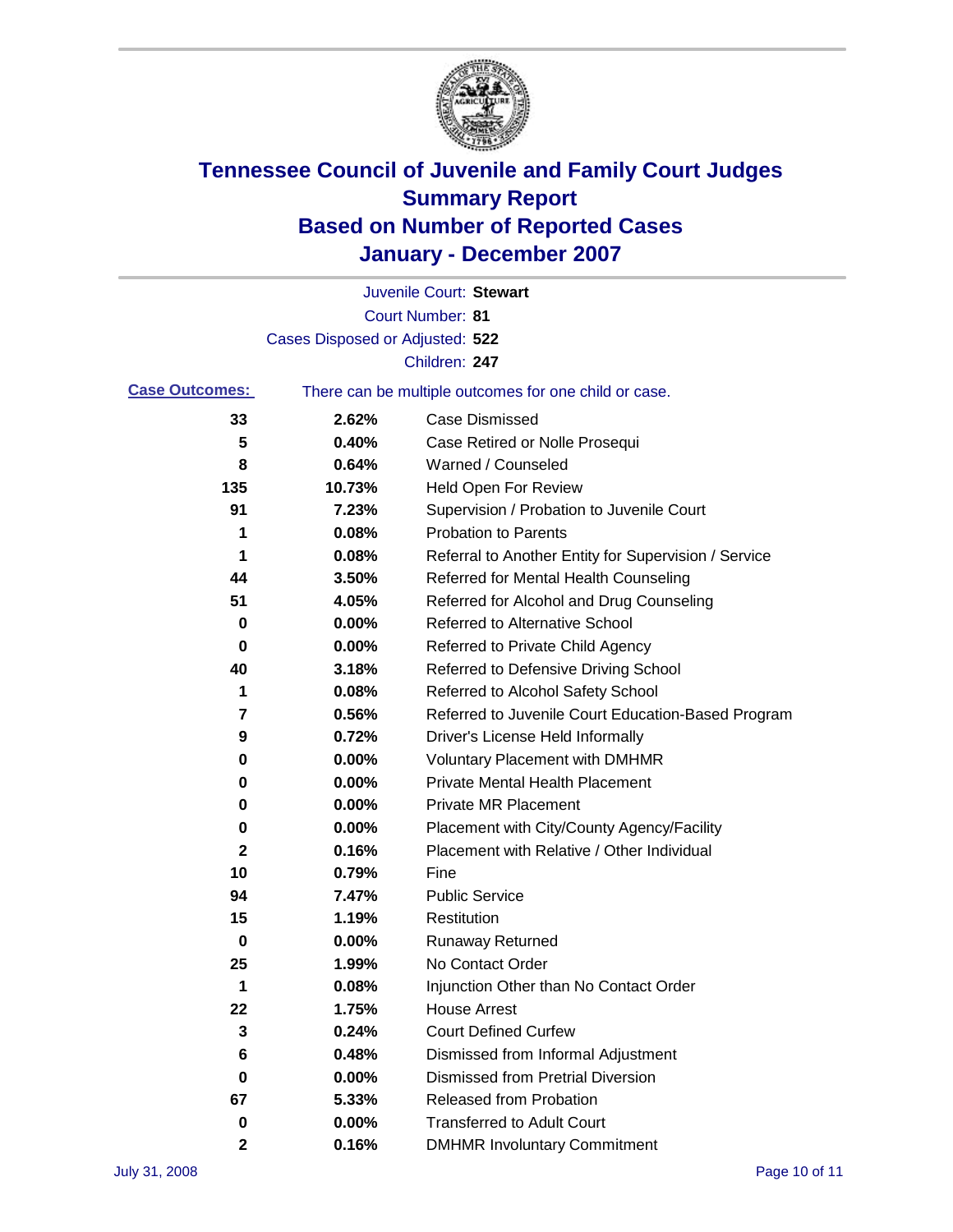# Tennessee Council of Juvenile and Family Court Judges
## Summary Report
## Based on Number of Reported Cases
## January - December 2007

Juvenile Court: **Stewart**
Court Number: **81**
Cases Disposed or Adjusted: **522**
Children: **247**

**Case Outcomes:** There can be multiple outcomes for one child or case.

| | | |
|---|---|---|
| 33 | 2.62% | Case Dismissed |
| 5 | 0.40% | Case Retired or Nolle Prosequi |
| 8 | 0.64% | Warned / Counseled |
| 135 | 10.73% | Held Open For Review |
| 91 | 7.23% | Supervision / Probation to Juvenile Court |
| 1 | 0.08% | Probation to Parents |
| 1 | 0.08% | Referral to Another Entity for Supervision / Service |
| 44 | 3.50% | Referred for Mental Health Counseling |
| 51 | 4.05% | Referred for Alcohol and Drug Counseling |
| 0 | 0.00% | Referred to Alternative School |
| 0 | 0.00% | Referred to Private Child Agency |
| 40 | 3.18% | Referred to Defensive Driving School |
| 1 | 0.08% | Referred to Alcohol Safety School |
| 7 | 0.56% | Referred to Juvenile Court Education-Based Program |
| 9 | 0.72% | Driver's License Held Informally |
| 0 | 0.00% | Voluntary Placement with DMHMR |
| 0 | 0.00% | Private Mental Health Placement |
| 0 | 0.00% | Private MR Placement |
| 0 | 0.00% | Placement with City/County Agency/Facility |
| 2 | 0.16% | Placement with Relative / Other Individual |
| 10 | 0.79% | Fine |
| 94 | 7.47% | Public Service |
| 15 | 1.19% | Restitution |
| 0 | 0.00% | Runaway Returned |
| 25 | 1.99% | No Contact Order |
| 1 | 0.08% | Injunction Other than No Contact Order |
| 22 | 1.75% | House Arrest |
| 3 | 0.24% | Court Defined Curfew |
| 6 | 0.48% | Dismissed from Informal Adjustment |
| 0 | 0.00% | Dismissed from Pretrial Diversion |
| 67 | 5.33% | Released from Probation |
| 0 | 0.00% | Transferred to Adult Court |
| 2 | 0.16% | DMHMR Involuntary Commitment |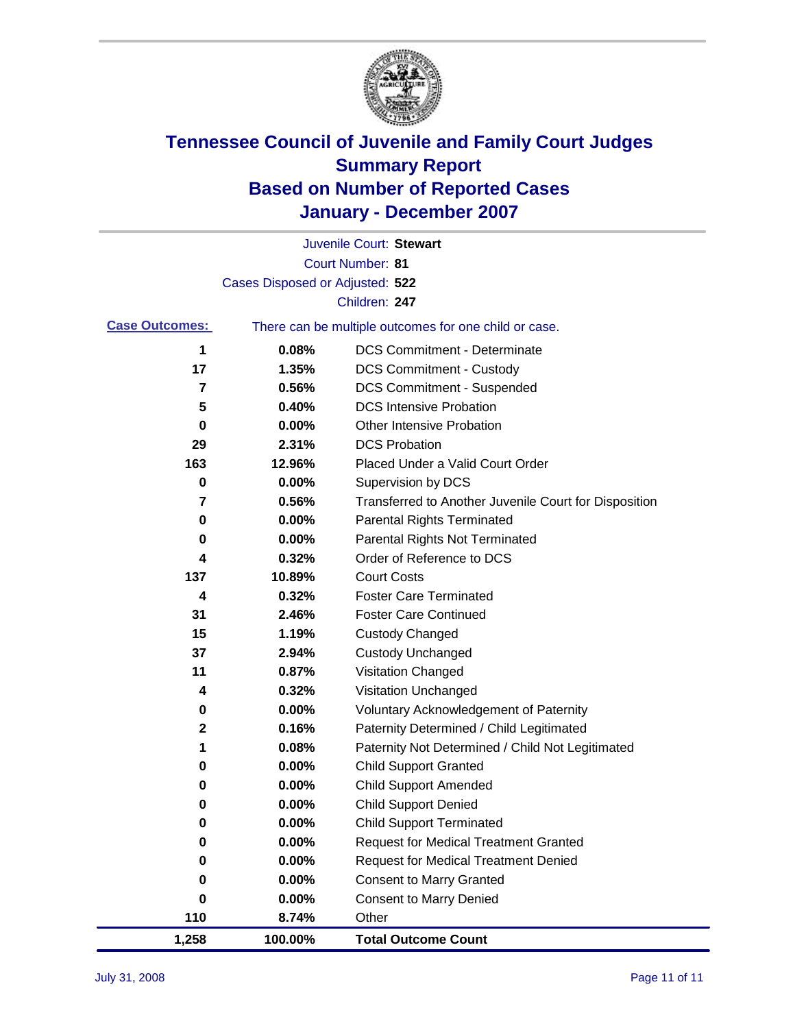# Tennessee Council of Juvenile and Family Court Judges
## Summary Report
## Based on Number of Reported Cases
## January - December 2007

Juvenile Court: **Stewart**
Court Number: **81**
Cases Disposed or Adjusted: **522**
Children: **247**

**Case Outcomes:** There can be multiple outcomes for one child or case.

| | | |
|---|---|---|
| 1 | 0.08% | DCS Commitment - Determinate |
| 17 | 1.35% | DCS Commitment - Custody |
| 7 | 0.56% | DCS Commitment - Suspended |
| 5 | 0.40% | DCS Intensive Probation |
| 0 | 0.00% | Other Intensive Probation |
| 29 | 2.31% | DCS Probation |
| 163 | 12.96% | Placed Under a Valid Court Order |
| 0 | 0.00% | Supervision by DCS |
| 7 | 0.56% | Transferred to Another Juvenile Court for Disposition |
| 0 | 0.00% | Parental Rights Terminated |
| 0 | 0.00% | Parental Rights Not Terminated |
| 4 | 0.32% | Order of Reference to DCS |
| 137 | 10.89% | Court Costs |
| 4 | 0.32% | Foster Care Terminated |
| 31 | 2.46% | Foster Care Continued |
| 15 | 1.19% | Custody Changed |
| 37 | 2.94% | Custody Unchanged |
| 11 | 0.87% | Visitation Changed |
| 4 | 0.32% | Visitation Unchanged |
| 0 | 0.00% | Voluntary Acknowledgement of Paternity |
| 2 | 0.16% | Paternity Determined / Child Legitimated |
| 1 | 0.08% | Paternity Not Determined / Child Not Legitimated |
| 0 | 0.00% | Child Support Granted |
| 0 | 0.00% | Child Support Amended |
| 0 | 0.00% | Child Support Denied |
| 0 | 0.00% | Child Support Terminated |
| 0 | 0.00% | Request for Medical Treatment Granted |
| 0 | 0.00% | Request for Medical Treatment Denied |
| 0 | 0.00% | Consent to Marry Granted |
| 0 | 0.00% | Consent to Marry Denied |
| 110 | 8.74% | Other |
| **1,258** | **100.00%** | **Total Outcome Count** |

July 31, 2008